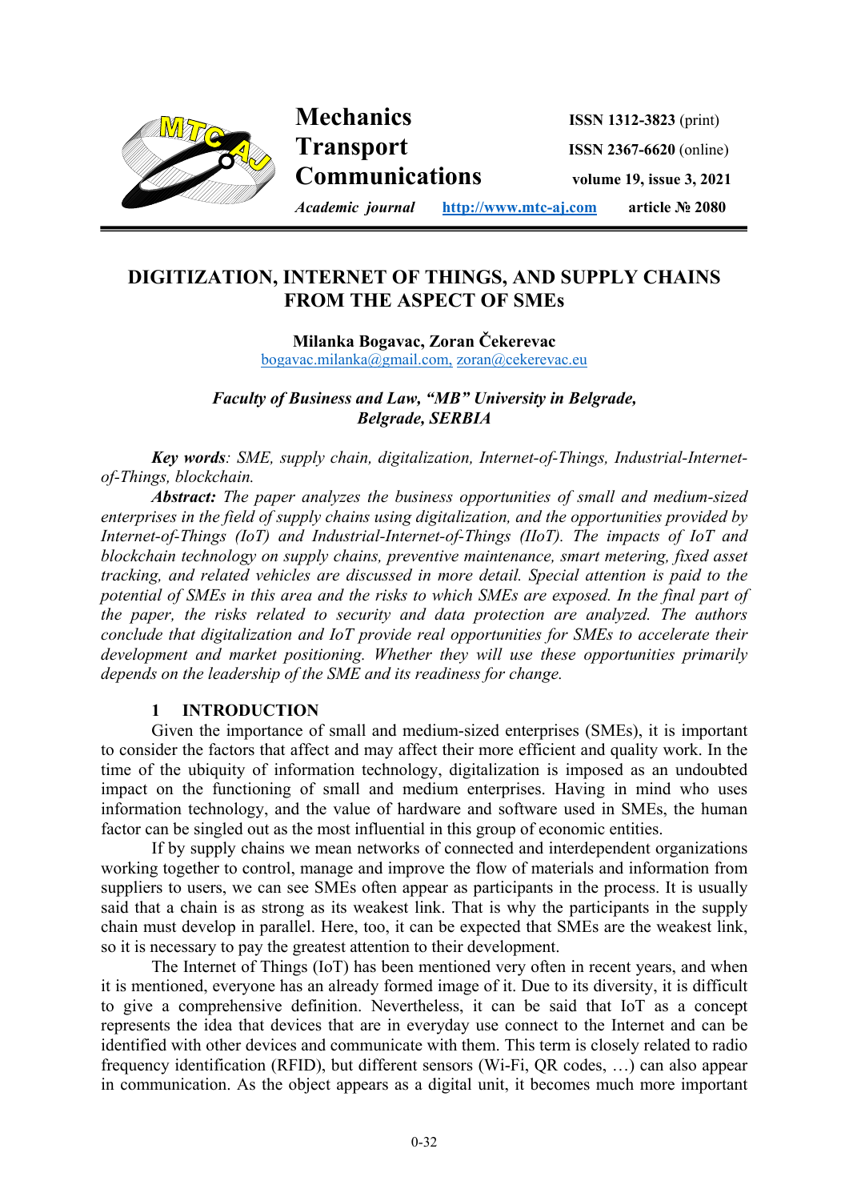# DIGITIZATION, INTERNET OF THINGS, AND SUPPLY CHAINS FROM THE ASPECT OF SMEs

**Milanka Bogavac, Zoran Čekerevac**
bogavac.milanka@gmail.com, zoran@cekerevac.eu

***Faculty of Business and Law, "MB" University in Belgrade, Belgrade, SERBIA***

***Key words**: SME, supply chain, digitalization, Internet-of-Things, Industrial-Internet-of-Things, blockchain.*

***Abstract:** The paper analyzes the business opportunities of small and medium-sized enterprises in the field of supply chains using digitalization, and the opportunities provided by Internet-of-Things (IoT) and Industrial-Internet-of-Things (IIoT). The impacts of IoT and blockchain technology on supply chains, preventive maintenance, smart metering, fixed asset tracking, and related vehicles are discussed in more detail. Special attention is paid to the potential of SMEs in this area and the risks to which SMEs are exposed. In the final part of the paper, the risks related to security and data protection are analyzed. The authors conclude that digitalization and IoT provide real opportunities for SMEs to accelerate their development and market positioning. Whether they will use these opportunities primarily depends on the leadership of the SME and its readiness for change.*

## 1 INTRODUCTION

Given the importance of small and medium-sized enterprises (SMEs), it is important to consider the factors that affect and may affect their more efficient and quality work. In the time of the ubiquity of information technology, digitalization is imposed as an undoubted impact on the functioning of small and medium enterprises. Having in mind who uses information technology, and the value of hardware and software used in SMEs, the human factor can be singled out as the most influential in this group of economic entities.

If by supply chains we mean networks of connected and interdependent organizations working together to control, manage and improve the flow of materials and information from suppliers to users, we can see SMEs often appear as participants in the process. It is usually said that a chain is as strong as its weakest link. That is why the participants in the supply chain must develop in parallel. Here, too, it can be expected that SMEs are the weakest link, so it is necessary to pay the greatest attention to their development.

The Internet of Things (IoT) has been mentioned very often in recent years, and when it is mentioned, everyone has an already formed image of it. Due to its diversity, it is difficult to give a comprehensive definition. Nevertheless, it can be said that IoT as a concept represents the idea that devices that are in everyday use connect to the Internet and can be identified with other devices and communicate with them. This term is closely related to radio frequency identification (RFID), but different sensors (Wi-Fi, QR codes, …) can also appear in communication. As the object appears as a digital unit, it becomes much more important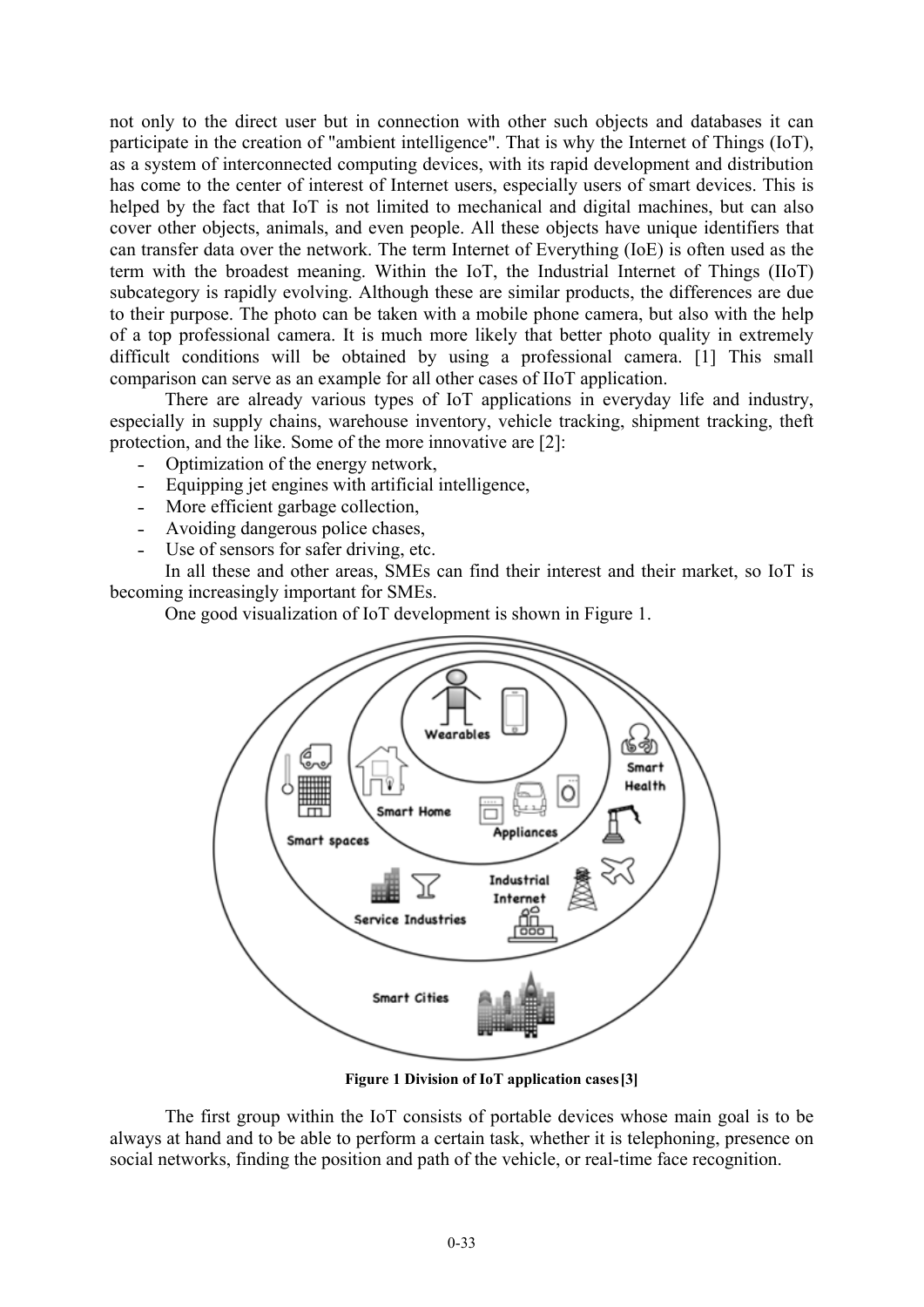not only to the direct user but in connection with other such objects and databases it can participate in the creation of "ambient intelligence". That is why the Internet of Things (IoT), as a system of interconnected computing devices, with its rapid development and distribution has come to the center of interest of Internet users, especially users of smart devices. This is helped by the fact that IoT is not limited to mechanical and digital machines, but can also cover other objects, animals, and even people. All these objects have unique identifiers that can transfer data over the network. The term Internet of Everything (IoE) is often used as the term with the broadest meaning. Within the IoT, the Industrial Internet of Things (IIoT) subcategory is rapidly evolving. Although these are similar products, the differences are due to their purpose. The photo can be taken with a mobile phone camera, but also with the help of a top professional camera. It is much more likely that better photo quality in extremely difficult conditions will be obtained by using a professional camera. [1] This small comparison can serve as an example for all other cases of IIoT application.

There are already various types of IoT applications in everyday life and industry, especially in supply chains, warehouse inventory, vehicle tracking, shipment tracking, theft protection, and the like. Some of the more innovative are [2]:

- Optimization of the energy network,
- Equipping jet engines with artificial intelligence,
- More efficient garbage collection,
- Avoiding dangerous police chases,
- Use of sensors for safer driving, etc.

In all these and other areas, SMEs can find their interest and their market, so IoT is becoming increasingly important for SMEs.

One good visualization of IoT development is shown in Figure 1.

**Figure 1 Division of IoT application cases [3]**

The first group within the IoT consists of portable devices whose main goal is to be always at hand and to be able to perform a certain task, whether it is telephoning, presence on social networks, finding the position and path of the vehicle, or real-time face recognition.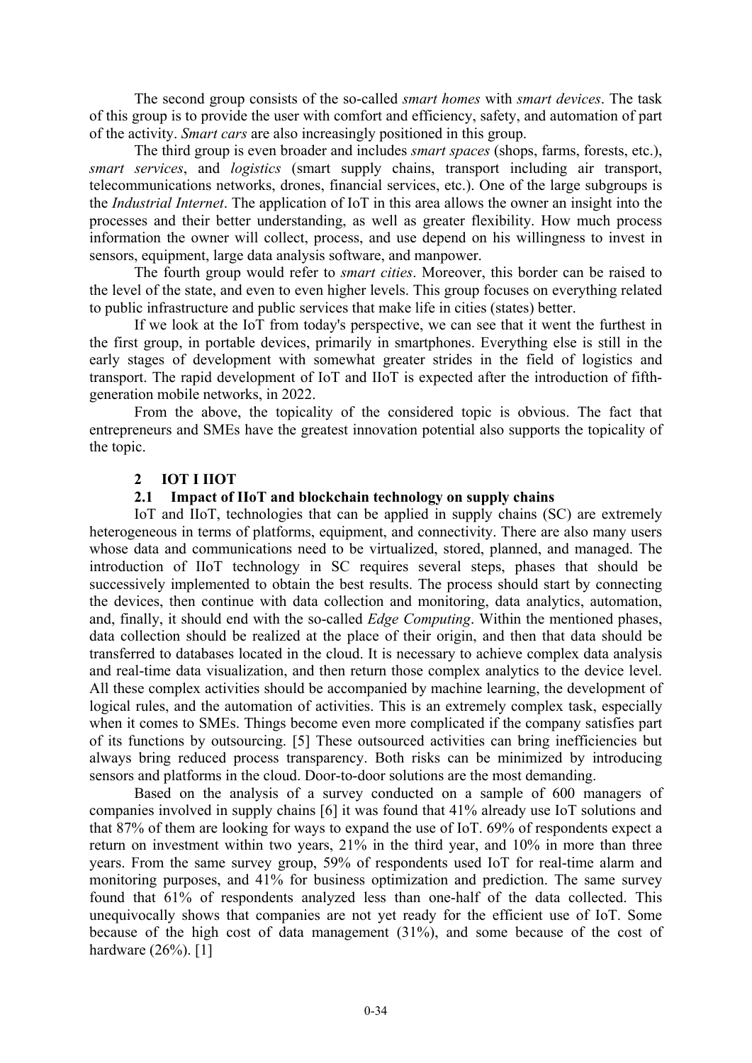The second group consists of the so-called *smart homes* with *smart devices*. The task of this group is to provide the user with comfort and efficiency, safety, and automation of part of the activity. *Smart cars* are also increasingly positioned in this group.

The third group is even broader and includes *smart spaces* (shops, farms, forests, etc.), *smart services*, and *logistics* (smart supply chains, transport including air transport, telecommunications networks, drones, financial services, etc.). One of the large subgroups is the *Industrial Internet*. The application of IoT in this area allows the owner an insight into the processes and their better understanding, as well as greater flexibility. How much process information the owner will collect, process, and use depend on his willingness to invest in sensors, equipment, large data analysis software, and manpower.

The fourth group would refer to *smart cities*. Moreover, this border can be raised to the level of the state, and even to even higher levels. This group focuses on everything related to public infrastructure and public services that make life in cities (states) better.

If we look at the IoT from today's perspective, we can see that it went the furthest in the first group, in portable devices, primarily in smartphones. Everything else is still in the early stages of development with somewhat greater strides in the field of logistics and transport. The rapid development of IoT and IIoT is expected after the introduction of fifth-generation mobile networks, in 2022.

From the above, the topicality of the considered topic is obvious. The fact that entrepreneurs and SMEs have the greatest innovation potential also supports the topicality of the topic.

## 2 IOT I IIOT

### 2.1 Impact of IIoT and blockchain technology on supply chains

IoT and IIoT, technologies that can be applied in supply chains (SC) are extremely heterogeneous in terms of platforms, equipment, and connectivity. There are also many users whose data and communications need to be virtualized, stored, planned, and managed. The introduction of IIoT technology in SC requires several steps, phases that should be successively implemented to obtain the best results. The process should start by connecting the devices, then continue with data collection and monitoring, data analytics, automation, and, finally, it should end with the so-called *Edge Computing*. Within the mentioned phases, data collection should be realized at the place of their origin, and then that data should be transferred to databases located in the cloud. It is necessary to achieve complex data analysis and real-time data visualization, and then return those complex analytics to the device level. All these complex activities should be accompanied by machine learning, the development of logical rules, and the automation of activities. This is an extremely complex task, especially when it comes to SMEs. Things become even more complicated if the company satisfies part of its functions by outsourcing. [5] These outsourced activities can bring inefficiencies but always bring reduced process transparency. Both risks can be minimized by introducing sensors and platforms in the cloud. Door-to-door solutions are the most demanding.

Based on the analysis of a survey conducted on a sample of 600 managers of companies involved in supply chains [6] it was found that 41% already use IoT solutions and that 87% of them are looking for ways to expand the use of IoT. 69% of respondents expect a return on investment within two years, 21% in the third year, and 10% in more than three years. From the same survey group, 59% of respondents used IoT for real-time alarm and monitoring purposes, and 41% for business optimization and prediction. The same survey found that 61% of respondents analyzed less than one-half of the data collected. This unequivocally shows that companies are not yet ready for the efficient use of IoT. Some because of the high cost of data management (31%), and some because of the cost of hardware (26%). [1]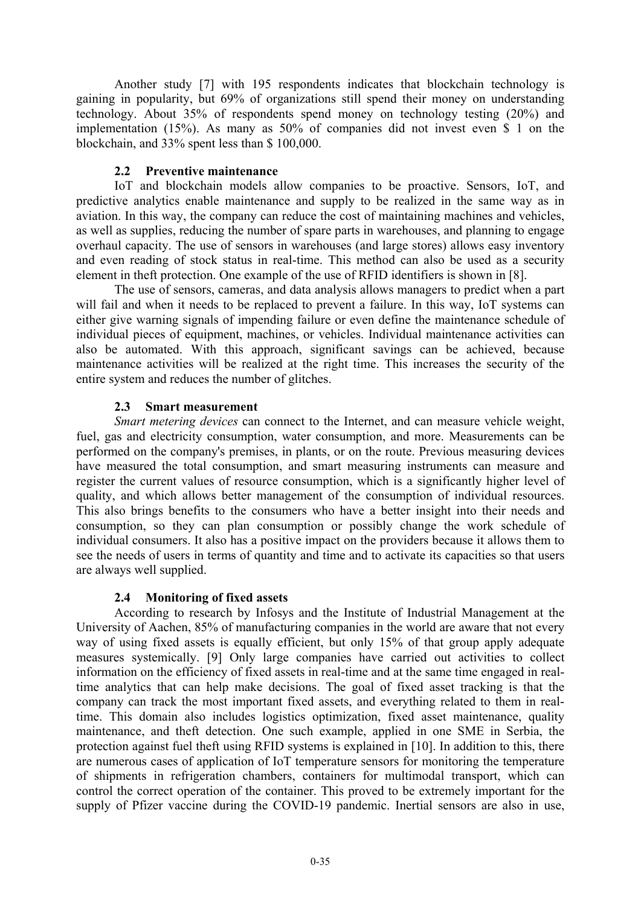Another study [7] with 195 respondents indicates that blockchain technology is gaining in popularity, but 69% of organizations still spend their money on understanding technology. About 35% of respondents spend money on technology testing (20%) and implementation (15%). As many as 50% of companies did not invest even $ 1 on the blockchain, and 33% spent less than $ 100,000.

### 2.2 Preventive maintenance

IoT and blockchain models allow companies to be proactive. Sensors, IoT, and predictive analytics enable maintenance and supply to be realized in the same way as in aviation. In this way, the company can reduce the cost of maintaining machines and vehicles, as well as supplies, reducing the number of spare parts in warehouses, and planning to engage overhaul capacity. The use of sensors in warehouses (and large stores) allows easy inventory and even reading of stock status in real-time. This method can also be used as a security element in theft protection. One example of the use of RFID identifiers is shown in [8].

The use of sensors, cameras, and data analysis allows managers to predict when a part will fail and when it needs to be replaced to prevent a failure. In this way, IoT systems can either give warning signals of impending failure or even define the maintenance schedule of individual pieces of equipment, machines, or vehicles. Individual maintenance activities can also be automated. With this approach, significant savings can be achieved, because maintenance activities will be realized at the right time. This increases the security of the entire system and reduces the number of glitches.

### 2.3 Smart measurement

*Smart metering devices* can connect to the Internet, and can measure vehicle weight, fuel, gas and electricity consumption, water consumption, and more. Measurements can be performed on the company's premises, in plants, or on the route. Previous measuring devices have measured the total consumption, and smart measuring instruments can measure and register the current values of resource consumption, which is a significantly higher level of quality, and which allows better management of the consumption of individual resources. This also brings benefits to the consumers who have a better insight into their needs and consumption, so they can plan consumption or possibly change the work schedule of individual consumers. It also has a positive impact on the providers because it allows them to see the needs of users in terms of quantity and time and to activate its capacities so that users are always well supplied.

### 2.4 Monitoring of fixed assets

According to research by Infosys and the Institute of Industrial Management at the University of Aachen, 85% of manufacturing companies in the world are aware that not every way of using fixed assets is equally efficient, but only 15% of that group apply adequate measures systemically. [9] Only large companies have carried out activities to collect information on the efficiency of fixed assets in real-time and at the same time engaged in real-time analytics that can help make decisions. The goal of fixed asset tracking is that the company can track the most important fixed assets, and everything related to them in real-time. This domain also includes logistics optimization, fixed asset maintenance, quality maintenance, and theft detection. One such example, applied in one SME in Serbia, the protection against fuel theft using RFID systems is explained in [10]. In addition to this, there are numerous cases of application of IoT temperature sensors for monitoring the temperature of shipments in refrigeration chambers, containers for multimodal transport, which can control the correct operation of the container. This proved to be extremely important for the supply of Pfizer vaccine during the COVID-19 pandemic. Inertial sensors are also in use,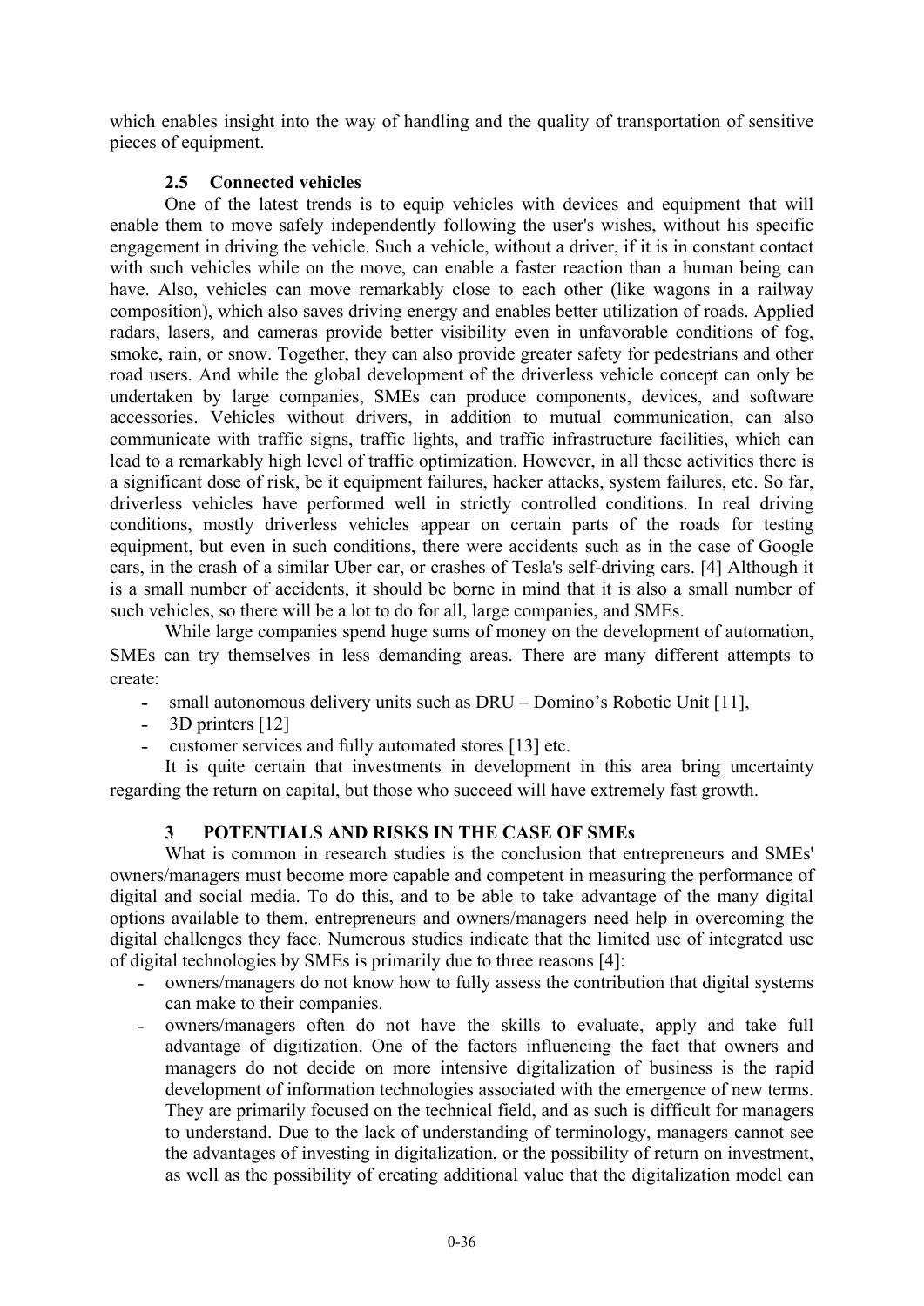which enables insight into the way of handling and the quality of transportation of sensitive pieces of equipment.

### 2.5 Connected vehicles

One of the latest trends is to equip vehicles with devices and equipment that will enable them to move safely independently following the user's wishes, without his specific engagement in driving the vehicle. Such a vehicle, without a driver, if it is in constant contact with such vehicles while on the move, can enable a faster reaction than a human being can have. Also, vehicles can move remarkably close to each other (like wagons in a railway composition), which also saves driving energy and enables better utilization of roads. Applied radars, lasers, and cameras provide better visibility even in unfavorable conditions of fog, smoke, rain, or snow. Together, they can also provide greater safety for pedestrians and other road users. And while the global development of the driverless vehicle concept can only be undertaken by large companies, SMEs can produce components, devices, and software accessories. Vehicles without drivers, in addition to mutual communication, can also communicate with traffic signs, traffic lights, and traffic infrastructure facilities, which can lead to a remarkably high level of traffic optimization. However, in all these activities there is a significant dose of risk, be it equipment failures, hacker attacks, system failures, etc. So far, driverless vehicles have performed well in strictly controlled conditions. In real driving conditions, mostly driverless vehicles appear on certain parts of the roads for testing equipment, but even in such conditions, there were accidents such as in the case of Google cars, in the crash of a similar Uber car, or crashes of Tesla's self-driving cars. [4] Although it is a small number of accidents, it should be borne in mind that it is also a small number of such vehicles, so there will be a lot to do for all, large companies, and SMEs.

While large companies spend huge sums of money on the development of automation, SMEs can try themselves in less demanding areas. There are many different attempts to create:

- small autonomous delivery units such as DRU – Domino's Robotic Unit [11],
- 3D printers [12]
- customer services and fully automated stores [13] etc.

It is quite certain that investments in development in this area bring uncertainty regarding the return on capital, but those who succeed will have extremely fast growth.

## 3 POTENTIALS AND RISKS IN THE CASE OF SMEs

What is common in research studies is the conclusion that entrepreneurs and SMEs' owners/managers must become more capable and competent in measuring the performance of digital and social media. To do this, and to be able to take advantage of the many digital options available to them, entrepreneurs and owners/managers need help in overcoming the digital challenges they face. Numerous studies indicate that the limited use of integrated use of digital technologies by SMEs is primarily due to three reasons [4]:

- owners/managers do not know how to fully assess the contribution that digital systems can make to their companies.
- owners/managers often do not have the skills to evaluate, apply and take full advantage of digitization. One of the factors influencing the fact that owners and managers do not decide on more intensive digitalization of business is the rapid development of information technologies associated with the emergence of new terms. They are primarily focused on the technical field, and as such is difficult for managers to understand. Due to the lack of understanding of terminology, managers cannot see the advantages of investing in digitalization, or the possibility of return on investment, as well as the possibility of creating additional value that the digitalization model can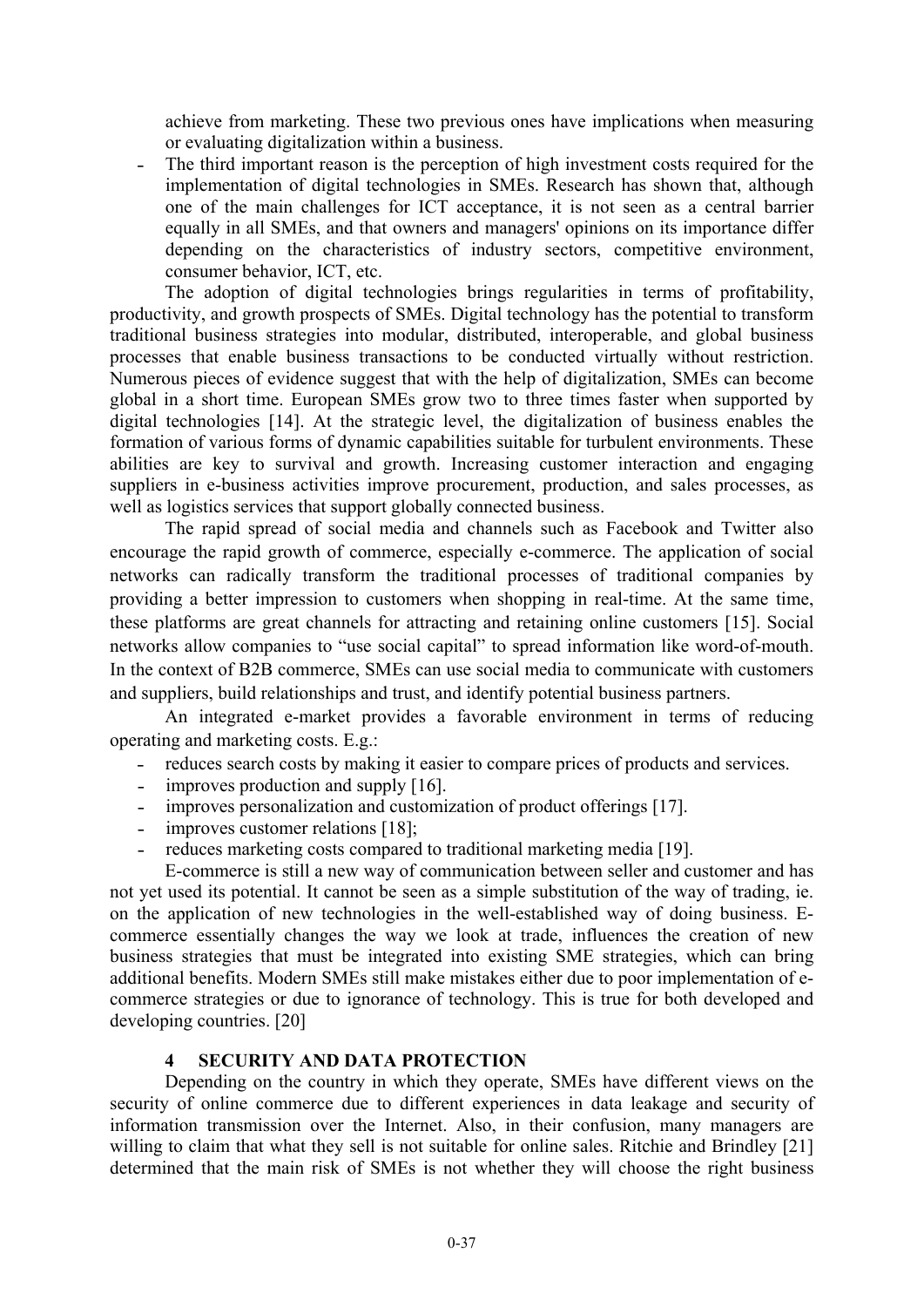achieve from marketing. These two previous ones have implications when measuring or evaluating digitalization within a business.

- The third important reason is the perception of high investment costs required for the implementation of digital technologies in SMEs. Research has shown that, although one of the main challenges for ICT acceptance, it is not seen as a central barrier equally in all SMEs, and that owners and managers' opinions on its importance differ depending on the characteristics of industry sectors, competitive environment, consumer behavior, ICT, etc.

The adoption of digital technologies brings regularities in terms of profitability, productivity, and growth prospects of SMEs. Digital technology has the potential to transform traditional business strategies into modular, distributed, interoperable, and global business processes that enable business transactions to be conducted virtually without restriction. Numerous pieces of evidence suggest that with the help of digitalization, SMEs can become global in a short time. European SMEs grow two to three times faster when supported by digital technologies [14]. At the strategic level, the digitalization of business enables the formation of various forms of dynamic capabilities suitable for turbulent environments. These abilities are key to survival and growth. Increasing customer interaction and engaging suppliers in e-business activities improve procurement, production, and sales processes, as well as logistics services that support globally connected business.

The rapid spread of social media and channels such as Facebook and Twitter also encourage the rapid growth of commerce, especially e-commerce. The application of social networks can radically transform the traditional processes of traditional companies by providing a better impression to customers when shopping in real-time. At the same time, these platforms are great channels for attracting and retaining online customers [15]. Social networks allow companies to "use social capital" to spread information like word-of-mouth. In the context of B2B commerce, SMEs can use social media to communicate with customers and suppliers, build relationships and trust, and identify potential business partners.

An integrated e-market provides a favorable environment in terms of reducing operating and marketing costs. E.g.:

- reduces search costs by making it easier to compare prices of products and services.
- improves production and supply [16].
- improves personalization and customization of product offerings [17].
- improves customer relations [18];
- reduces marketing costs compared to traditional marketing media [19].

E-commerce is still a new way of communication between seller and customer and has not yet used its potential. It cannot be seen as a simple substitution of the way of trading, ie. on the application of new technologies in the well-established way of doing business. E-commerce essentially changes the way we look at trade, influences the creation of new business strategies that must be integrated into existing SME strategies, which can bring additional benefits. Modern SMEs still make mistakes either due to poor implementation of e-commerce strategies or due to ignorance of technology. This is true for both developed and developing countries. [20]

## 4 SECURITY AND DATA PROTECTION

Depending on the country in which they operate, SMEs have different views on the security of online commerce due to different experiences in data leakage and security of information transmission over the Internet. Also, in their confusion, many managers are willing to claim that what they sell is not suitable for online sales. Ritchie and Brindley [21] determined that the main risk of SMEs is not whether they will choose the right business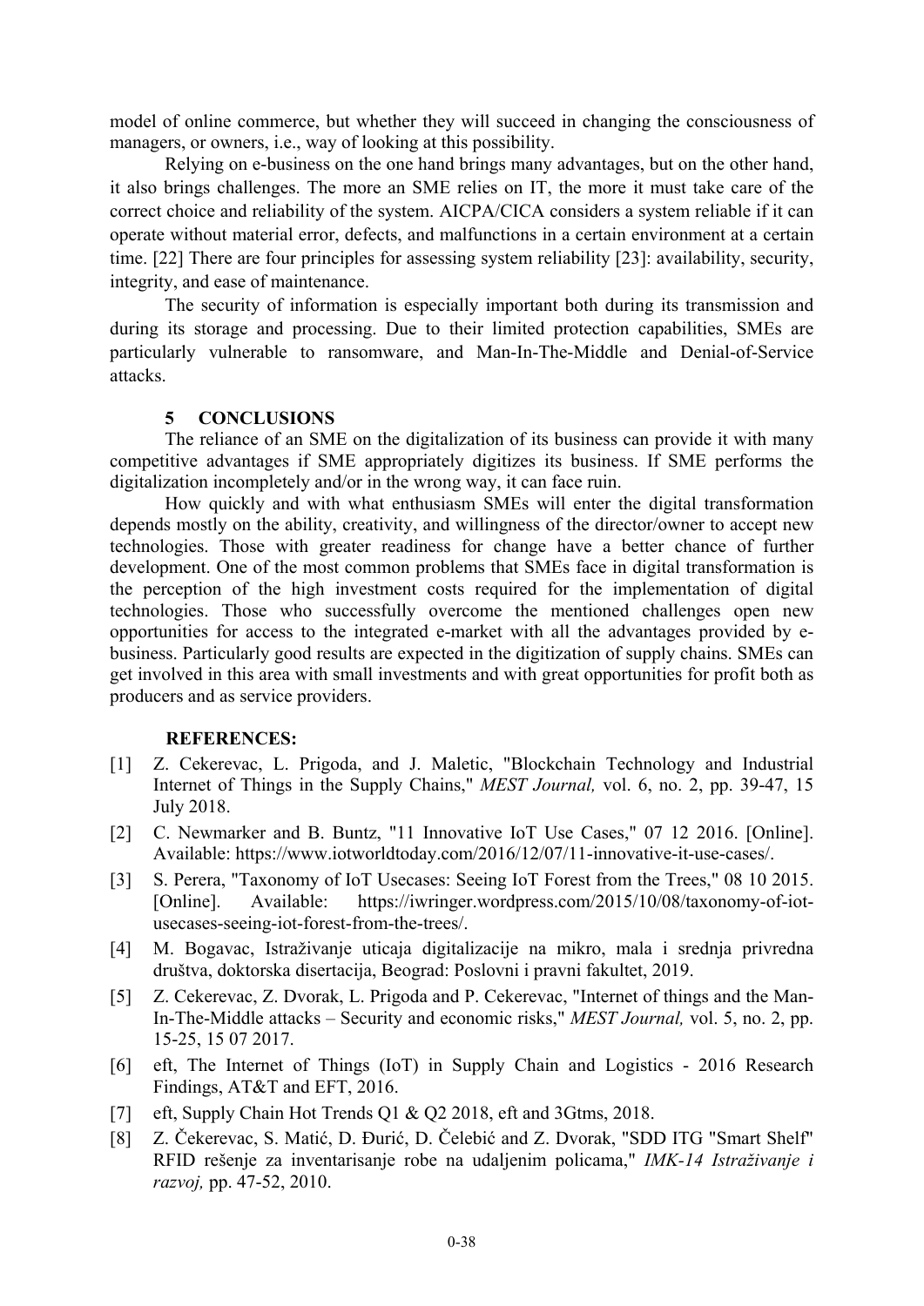model of online commerce, but whether they will succeed in changing the consciousness of managers, or owners, i.e., way of looking at this possibility.

Relying on e-business on the one hand brings many advantages, but on the other hand, it also brings challenges. The more an SME relies on IT, the more it must take care of the correct choice and reliability of the system. AICPA/CICA considers a system reliable if it can operate without material error, defects, and malfunctions in a certain environment at a certain time. [22] There are four principles for assessing system reliability [23]: availability, security, integrity, and ease of maintenance.

The security of information is especially important both during its transmission and during its storage and processing. Due to their limited protection capabilities, SMEs are particularly vulnerable to ransomware, and Man-In-The-Middle and Denial-of-Service attacks.

## 5 CONCLUSIONS

The reliance of an SME on the digitalization of its business can provide it with many competitive advantages if SME appropriately digitizes its business. If SME performs the digitalization incompletely and/or in the wrong way, it can face ruin.

How quickly and with what enthusiasm SMEs will enter the digital transformation depends mostly on the ability, creativity, and willingness of the director/owner to accept new technologies. Those with greater readiness for change have a better chance of further development. One of the most common problems that SMEs face in digital transformation is the perception of the high investment costs required for the implementation of digital technologies. Those who successfully overcome the mentioned challenges open new opportunities for access to the integrated e-market with all the advantages provided by e-business. Particularly good results are expected in the digitization of supply chains. SMEs can get involved in this area with small investments and with great opportunities for profit both as producers and as service providers.

## REFERENCES:

[1] Z. Cekerevac, L. Prigoda, and J. Maletic, "Blockchain Technology and Industrial Internet of Things in the Supply Chains," *MEST Journal,* vol. 6, no. 2, pp. 39-47, 15 July 2018.

[2] C. Newmarker and B. Buntz, "11 Innovative IoT Use Cases," 07 12 2016. [Online]. Available: https://www.iotworldtoday.com/2016/12/07/11-innovative-it-use-cases/.

[3] S. Perera, "Taxonomy of IoT Usecases: Seeing IoT Forest from the Trees," 08 10 2015. [Online]. Available: https://iwringer.wordpress.com/2015/10/08/taxonomy-of-iot-usecases-seeing-iot-forest-from-the-trees/.

[4] M. Bogavac, Istraživanje uticaja digitalizacije na mikro, mala i srednja privredna društva, doktorska disertacija, Beograd: Poslovni i pravni fakultet, 2019.

[5] Z. Cekerevac, Z. Dvorak, L. Prigoda and P. Cekerevac, "Internet of things and the Man-In-The-Middle attacks – Security and economic risks," *MEST Journal,* vol. 5, no. 2, pp. 15-25, 15 07 2017.

[6] eft, The Internet of Things (IoT) in Supply Chain and Logistics - 2016 Research Findings, AT&T and EFT, 2016.

[7] eft, Supply Chain Hot Trends Q1 & Q2 2018, eft and 3Gtms, 2018.

[8] Z. Čekerevac, S. Matić, D. Đurić, D. Čelebić and Z. Dvorak, "SDD ITG "Smart Shelf" RFID rešenje za inventarisanje robe na udaljenim policama," *IMK-14 Istraživanje i razvoj,* pp. 47-52, 2010.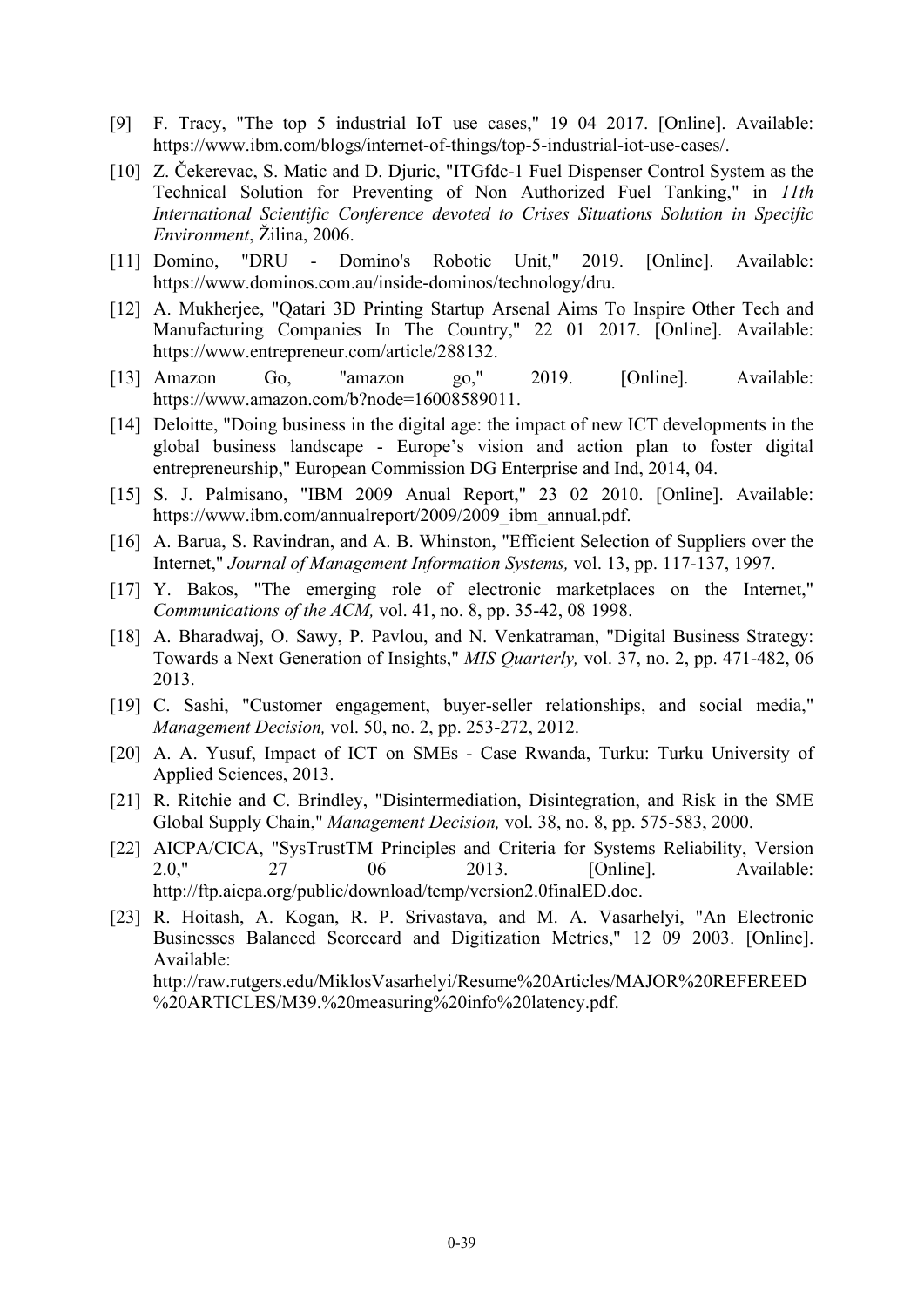[9] F. Tracy, "The top 5 industrial IoT use cases," 19 04 2017. [Online]. Available: https://www.ibm.com/blogs/internet-of-things/top-5-industrial-iot-use-cases/.

[10] Z. Čekerevac, S. Matic and D. Djuric, "ITGfdc-1 Fuel Dispenser Control System as the Technical Solution for Preventing of Non Authorized Fuel Tanking," in *11th International Scientific Conference devoted to Crises Situations Solution in Specific Environment*, Žilina, 2006.

[11] Domino, "DRU - Domino's Robotic Unit," 2019. [Online]. Available: https://www.dominos.com.au/inside-dominos/technology/dru.

[12] A. Mukherjee, "Qatari 3D Printing Startup Arsenal Aims To Inspire Other Tech and Manufacturing Companies In The Country," 22 01 2017. [Online]. Available: https://www.entrepreneur.com/article/288132.

[13] Amazon Go, "amazon go," 2019. [Online]. Available: https://www.amazon.com/b?node=16008589011.

[14] Deloitte, "Doing business in the digital age: the impact of new ICT developments in the global business landscape - Europe's vision and action plan to foster digital entrepreneurship," European Commission DG Enterprise and Ind, 2014, 04.

[15] S. J. Palmisano, "IBM 2009 Anual Report," 23 02 2010. [Online]. Available: https://www.ibm.com/annualreport/2009/2009_ibm_annual.pdf.

[16] A. Barua, S. Ravindran, and A. B. Whinston, "Efficient Selection of Suppliers over the Internet," *Journal of Management Information Systems,* vol. 13, pp. 117-137, 1997.

[17] Y. Bakos, "The emerging role of electronic marketplaces on the Internet," *Communications of the ACM,* vol. 41, no. 8, pp. 35-42, 08 1998.

[18] A. Bharadwaj, O. Sawy, P. Pavlou, and N. Venkatraman, "Digital Business Strategy: Towards a Next Generation of Insights," *MIS Quarterly,* vol. 37, no. 2, pp. 471-482, 06 2013.

[19] C. Sashi, "Customer engagement, buyer-seller relationships, and social media," *Management Decision,* vol. 50, no. 2, pp. 253-272, 2012.

[20] A. A. Yusuf, Impact of ICT on SMEs - Case Rwanda, Turku: Turku University of Applied Sciences, 2013.

[21] R. Ritchie and C. Brindley, "Disintermediation, Disintegration, and Risk in the SME Global Supply Chain," *Management Decision,* vol. 38, no. 8, pp. 575-583, 2000.

[22] AICPA/CICA, "SysTrustTM Principles and Criteria for Systems Reliability, Version 2.0," 27 06 2013. [Online]. Available: http://ftp.aicpa.org/public/download/temp/version2.0finalED.doc.

[23] R. Hoitash, A. Kogan, R. P. Srivastava, and M. A. Vasarhelyi, "An Electronic Businesses Balanced Scorecard and Digitization Metrics," 12 09 2003. [Online]. Available: http://raw.rutgers.edu/MiklosVasarhelyi/Resume%20Articles/MAJOR%20REFEREED%20ARTICLES/M39.%20measuring%20info%20latency.pdf.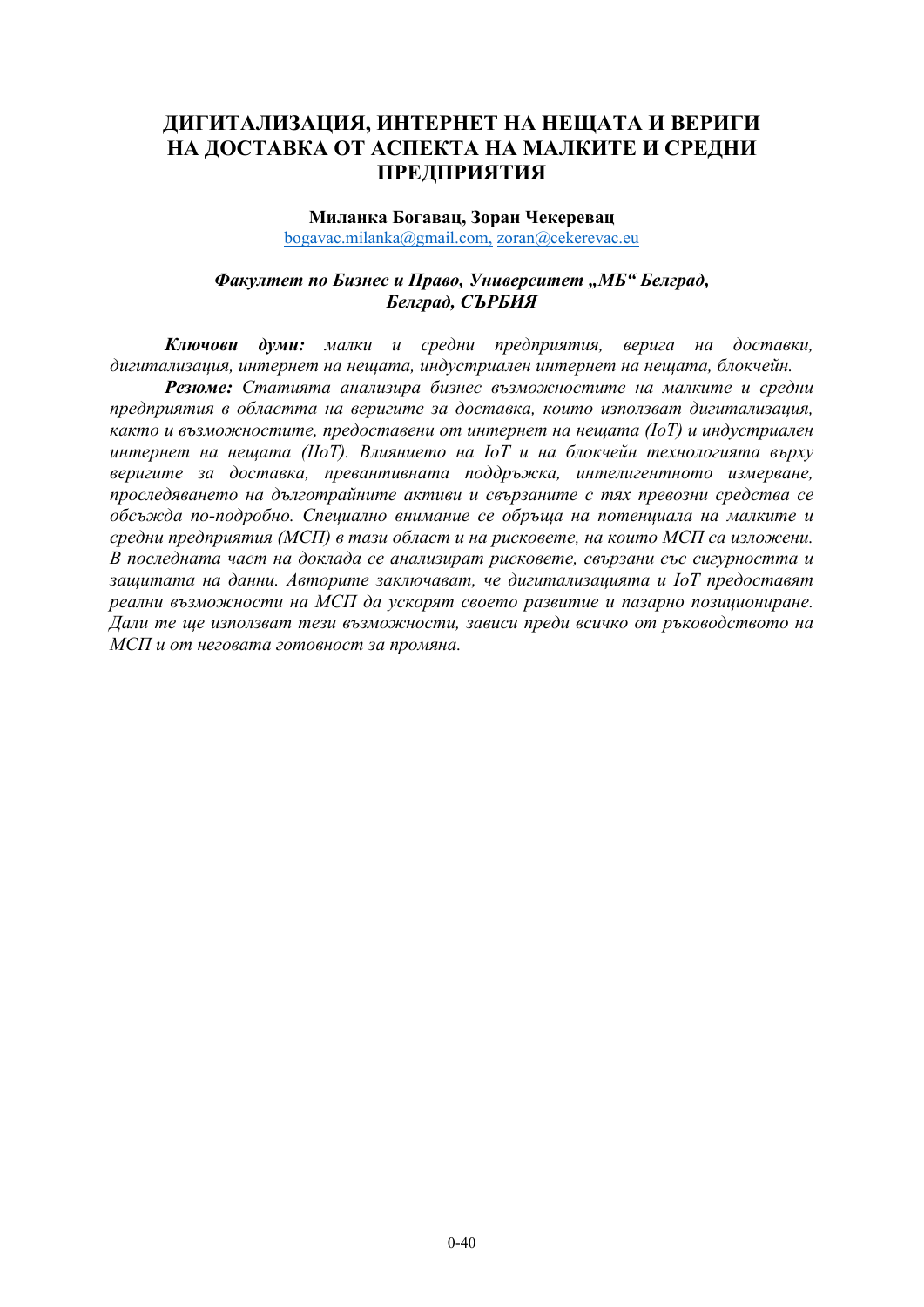# ДИГИТАЛИЗАЦИЯ, ИНТЕРНЕТ НА НЕЩАТА И ВЕРИГИ НА ДОСТАВКА ОТ АСПЕКТА НА МАЛКИТЕ И СРЕДНИ ПРЕДПРИЯТИЯ

**Миланка Богавац, Зоран Чекеревац**
bogavac.milanka@gmail.com, zoran@cekerevac.eu

***Факултет по Бизнес и Право, Университет „МБ" Белград, Белград, СЪРБИЯ***

***Ключови думи:*** *малки и средни предприятия, верига на доставки, дигитализация, интернет на нещата, индустриален интернет на нещата, блокчейн.*

***Резюме:*** *Статията анализира бизнес възможностите на малките и средни предприятия в областта на веригите за доставка, които използват дигитализация, както и възможностите, предоставени от интернет на нещата (IoT) и индустриален интернет на нещата (IIoT). Влиянието на IoT и на блокчейн технологията върху веригите за доставка, превантивната поддръжка, интелигентното измерване, проследяването на дълготрайните активи и свързаните с тях превозни средства се обсъжда по-подробно. Специално внимание се обръща на потенциала на малките и средни предприятия (МСП) в тази област и на рисковете, на които МСП са изложени. В последната част на доклада се анализират рисковете, свързани със сигурността и защитата на данни. Авторите заключават, че дигитализацията и IoT предоставят реални възможности на МСП да ускорят своето развитие и пазарно позициониране. Дали те ще използват тези възможности, зависи преди всичко от ръководството на МСП и от неговата готовност за промяна.*